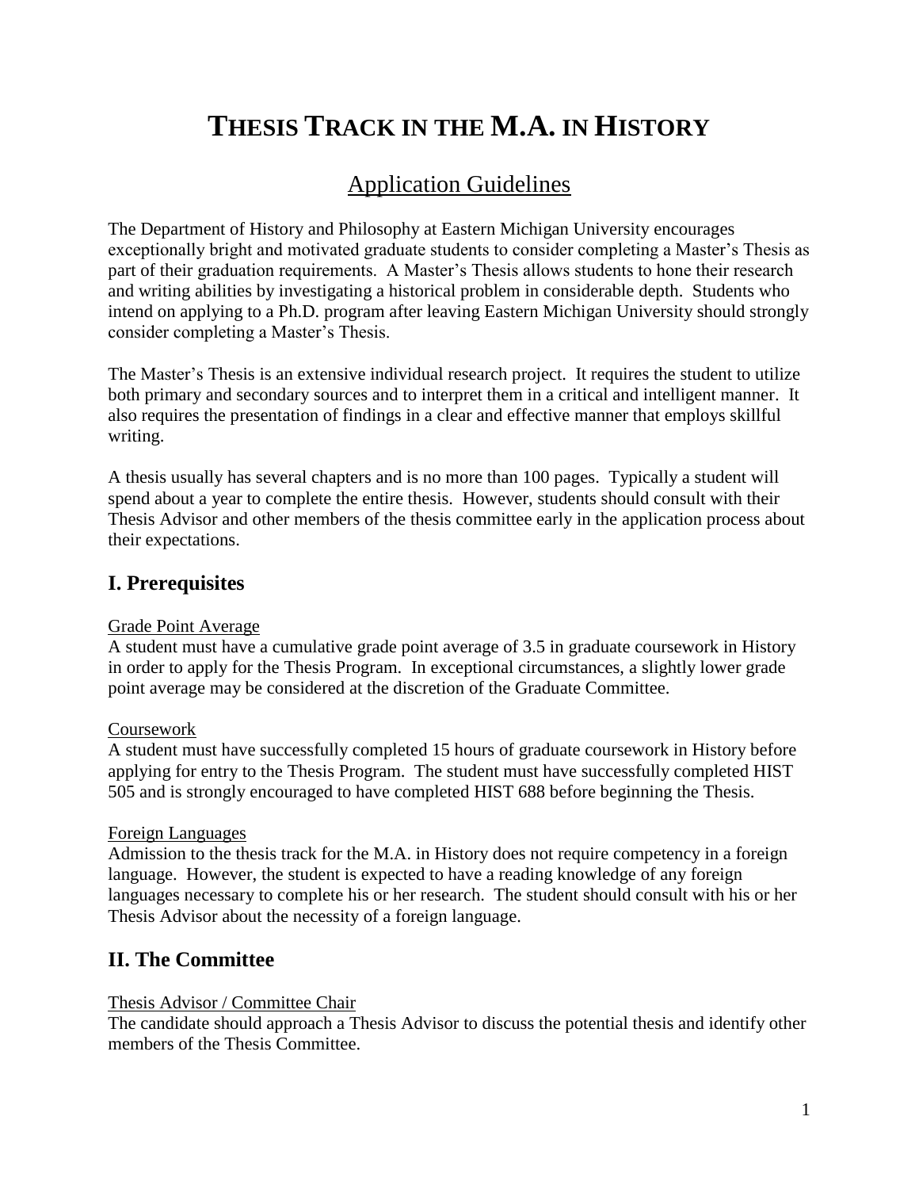# THESIS TRACK IN THE M.A. IN HISTORY

## Application Guidelines

The Department of History and Philosophy at Eastern Michigan University encourages exceptionally bright and motivated graduate students to consider completing a Master's Thesis as part of their graduation requirements. A Master's Thesis allows students to hone their research and writing abilities by investigating a historical problem in considerable depth. Students who intend on applying to a Ph.D. program after leaving Eastern Michigan University should strongly consider completing a Master's Thesis.

The Master's Thesis is an extensive individual research project. It requires the student to utilize both primary and secondary sources and to interpret them in a critical and intelligent manner. It also requires the presentation of findings in a clear and effective manner that employs skillful writing.

A thesis usually has several chapters and is no more than 100 pages. Typically a student will spend about a year to complete the entire thesis. However, students should consult with their Thesis Advisor and other members of the thesis committee early in the application process about their expectations.

## I. Prerequisites

<u>Grade Point Average</u>
A student must have a cumulative grade point average of 3.5 in graduate coursework in History in order to apply for the Thesis Program. In exceptional circumstances, a slightly lower grade point average may be considered at the discretion of the Graduate Committee.

<u>Coursework</u>
A student must have successfully completed 15 hours of graduate coursework in History before applying for entry to the Thesis Program. The student must have successfully completed HIST 505 and is strongly encouraged to have completed HIST 688 before beginning the Thesis.

<u>Foreign Languages</u>
Admission to the thesis track for the M.A. in History does not require competency in a foreign language. However, the student is expected to have a reading knowledge of any foreign languages necessary to complete his or her research. The student should consult with his or her Thesis Advisor about the necessity of a foreign language.

## II. The Committee

<u>Thesis Advisor / Committee Chair</u>
The candidate should approach a Thesis Advisor to discuss the potential thesis and identify other members of the Thesis Committee.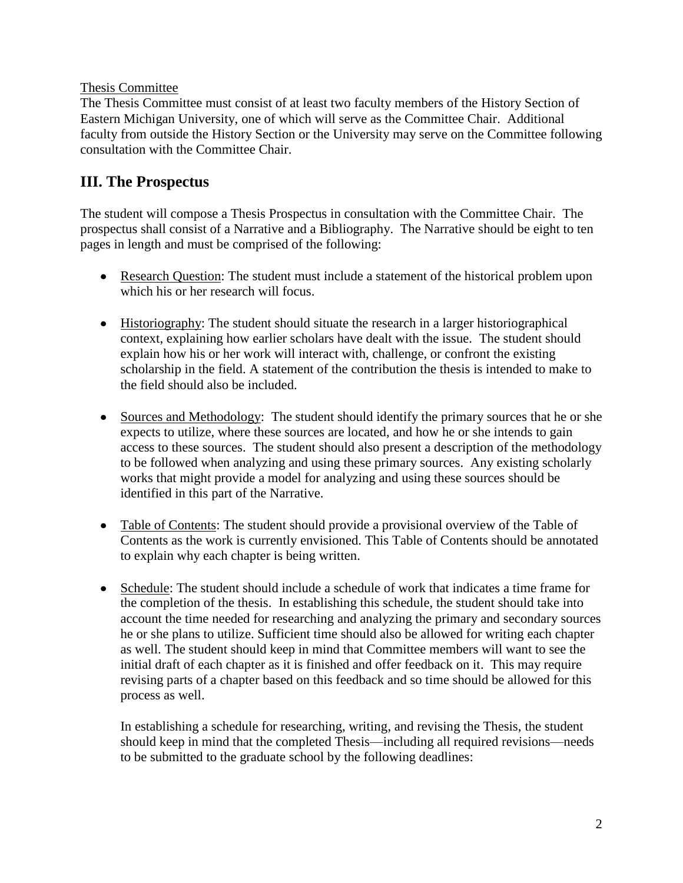Thesis Committee

The Thesis Committee must consist of at least two faculty members of the History Section of Eastern Michigan University, one of which will serve as the Committee Chair. Additional faculty from outside the History Section or the University may serve on the Committee following consultation with the Committee Chair.

## III. The Prospectus

The student will compose a Thesis Prospectus in consultation with the Committee Chair. The prospectus shall consist of a Narrative and a Bibliography. The Narrative should be eight to ten pages in length and must be comprised of the following:

- Research Question: The student must include a statement of the historical problem upon which his or her research will focus.

- Historiography: The student should situate the research in a larger historiographical context, explaining how earlier scholars have dealt with the issue. The student should explain how his or her work will interact with, challenge, or confront the existing scholarship in the field. A statement of the contribution the thesis is intended to make to the field should also be included.

- Sources and Methodology: The student should identify the primary sources that he or she expects to utilize, where these sources are located, and how he or she intends to gain access to these sources. The student should also present a description of the methodology to be followed when analyzing and using these primary sources. Any existing scholarly works that might provide a model for analyzing and using these sources should be identified in this part of the Narrative.

- Table of Contents: The student should provide a provisional overview of the Table of Contents as the work is currently envisioned. This Table of Contents should be annotated to explain why each chapter is being written.

- Schedule: The student should include a schedule of work that indicates a time frame for the completion of the thesis. In establishing this schedule, the student should take into account the time needed for researching and analyzing the primary and secondary sources he or she plans to utilize. Sufficient time should also be allowed for writing each chapter as well. The student should keep in mind that Committee members will want to see the initial draft of each chapter as it is finished and offer feedback on it. This may require revising parts of a chapter based on this feedback and so time should be allowed for this process as well.

  In establishing a schedule for researching, writing, and revising the Thesis, the student should keep in mind that the completed Thesis—including all required revisions—needs to be submitted to the graduate school by the following deadlines: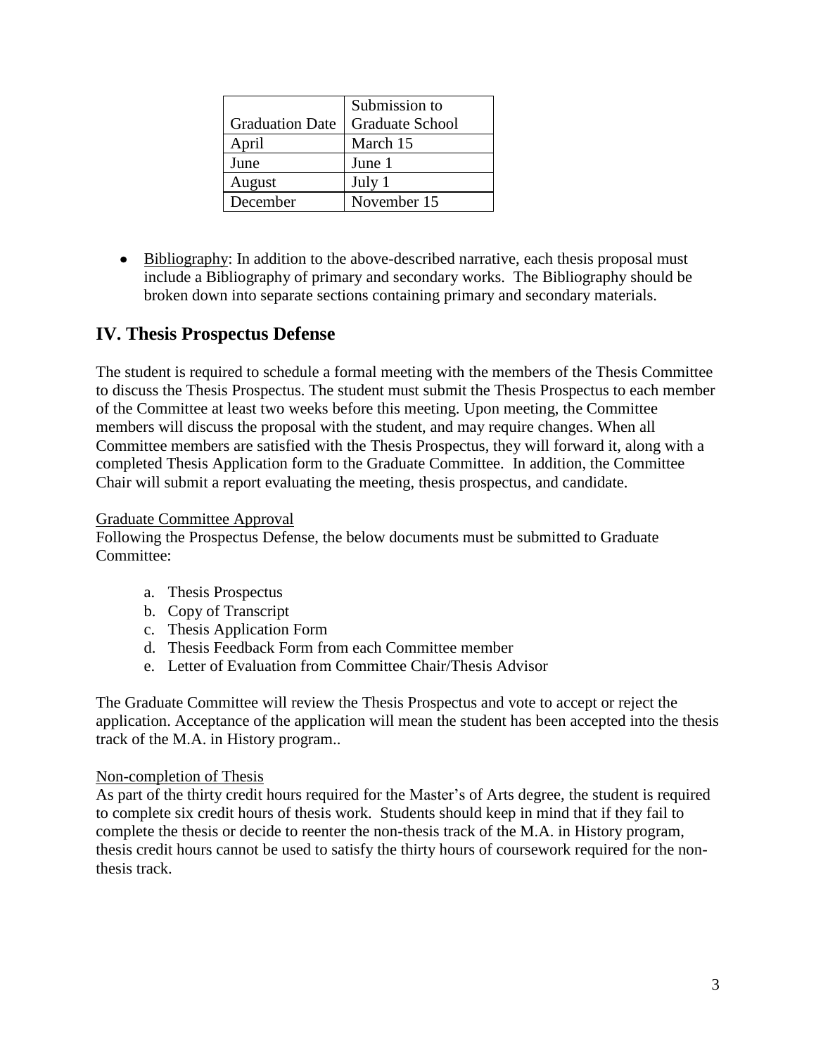| Graduation Date | Submission to Graduate School |
| --- | --- |
| April | March 15 |
| June | June 1 |
| August | July 1 |
| December | November 15 |

- Bibliography: In addition to the above-described narrative, each thesis proposal must include a Bibliography of primary and secondary works. The Bibliography should be broken down into separate sections containing primary and secondary materials.

## IV. Thesis Prospectus Defense

The student is required to schedule a formal meeting with the members of the Thesis Committee to discuss the Thesis Prospectus. The student must submit the Thesis Prospectus to each member of the Committee at least two weeks before this meeting. Upon meeting, the Committee members will discuss the proposal with the student, and may require changes. When all Committee members are satisfied with the Thesis Prospectus, they will forward it, along with a completed Thesis Application form to the Graduate Committee. In addition, the Committee Chair will submit a report evaluating the meeting, thesis prospectus, and candidate.

Graduate Committee Approval

Following the Prospectus Defense, the below documents must be submitted to Graduate Committee:

a. Thesis Prospectus
b. Copy of Transcript
c. Thesis Application Form
d. Thesis Feedback Form from each Committee member
e. Letter of Evaluation from Committee Chair/Thesis Advisor

The Graduate Committee will review the Thesis Prospectus and vote to accept or reject the application. Acceptance of the application will mean the student has been accepted into the thesis track of the M.A. in History program..

Non-completion of Thesis

As part of the thirty credit hours required for the Master's of Arts degree, the student is required to complete six credit hours of thesis work. Students should keep in mind that if they fail to complete the thesis or decide to reenter the non-thesis track of the M.A. in History program, thesis credit hours cannot be used to satisfy the thirty hours of coursework required for the non-thesis track.